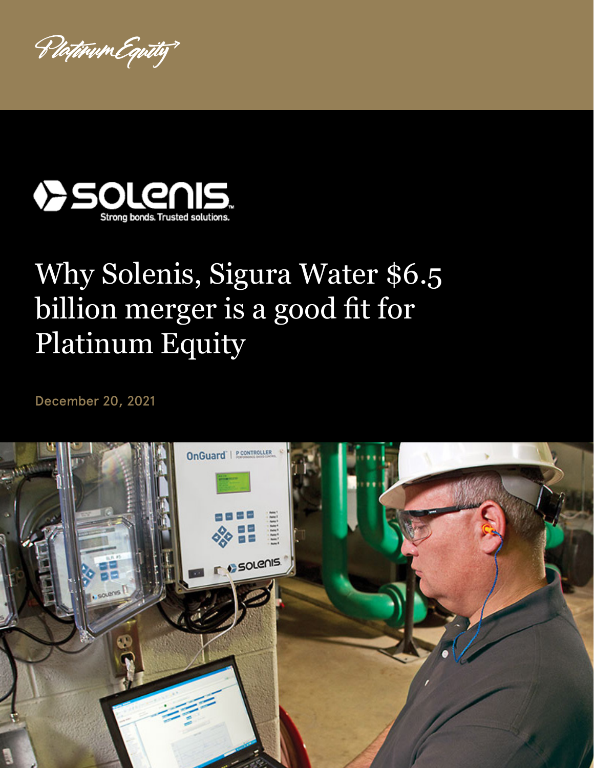# Why Solenis, Sigura Water $6.5 billion merger is a good fit for Platinum Equity

December 20, 2021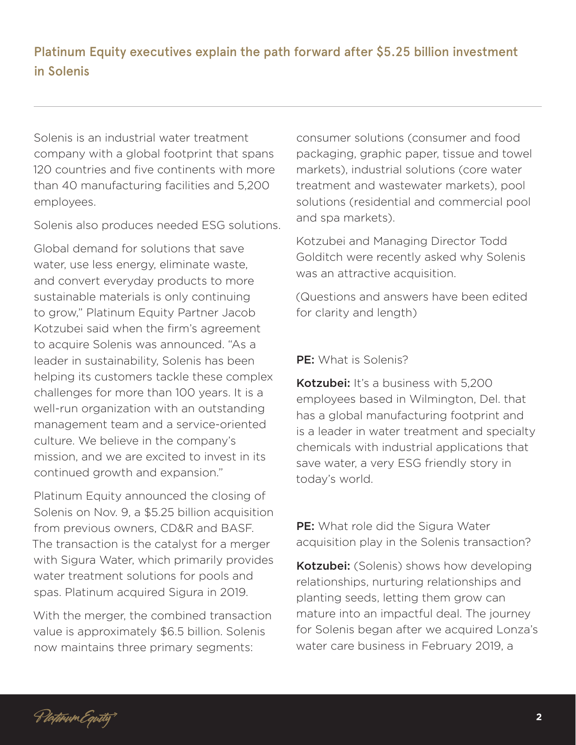## Platinum Equity executives explain the path forward after $5.25 billion investment in Solenis

Solenis is an industrial water treatment company with a global footprint that spans 120 countries and five continents with more than 40 manufacturing facilities and 5,200 employees.

Solenis also produces needed ESG solutions.

Global demand for solutions that save water, use less energy, eliminate waste, and convert everyday products to more sustainable materials is only continuing to grow," Platinum Equity Partner Jacob Kotzubei said when the firm's agreement to acquire Solenis was announced. "As a leader in sustainability, Solenis has been helping its customers tackle these complex challenges for more than 100 years. It is a well-run organization with an outstanding management team and a service-oriented culture. We believe in the company's mission, and we are excited to invest in its continued growth and expansion."

Platinum Equity announced the closing of Solenis on Nov. 9, a $5.25 billion acquisition from previous owners, CD&R and BASF. The transaction is the catalyst for a merger with Sigura Water, which primarily provides water treatment solutions for pools and spas. Platinum acquired Sigura in 2019.

With the merger, the combined transaction value is approximately $6.5 billion. Solenis now maintains three primary segments: consumer solutions (consumer and food packaging, graphic paper, tissue and towel markets), industrial solutions (core water treatment and wastewater markets), pool solutions (residential and commercial pool and spa markets).

Kotzubei and Managing Director Todd Golditch were recently asked why Solenis was an attractive acquisition.

(Questions and answers have been edited for clarity and length)

**PE:** What is Solenis?

**Kotzubei:** It's a business with 5,200 employees based in Wilmington, Del. that has a global manufacturing footprint and is a leader in water treatment and specialty chemicals with industrial applications that save water, a very ESG friendly story in today's world.

**PE:** What role did the Sigura Water acquisition play in the Solenis transaction?

**Kotzubei:** (Solenis) shows how developing relationships, nurturing relationships and planting seeds, letting them grow can mature into an impactful deal. The journey for Solenis began after we acquired Lonza's water care business in February 2019, a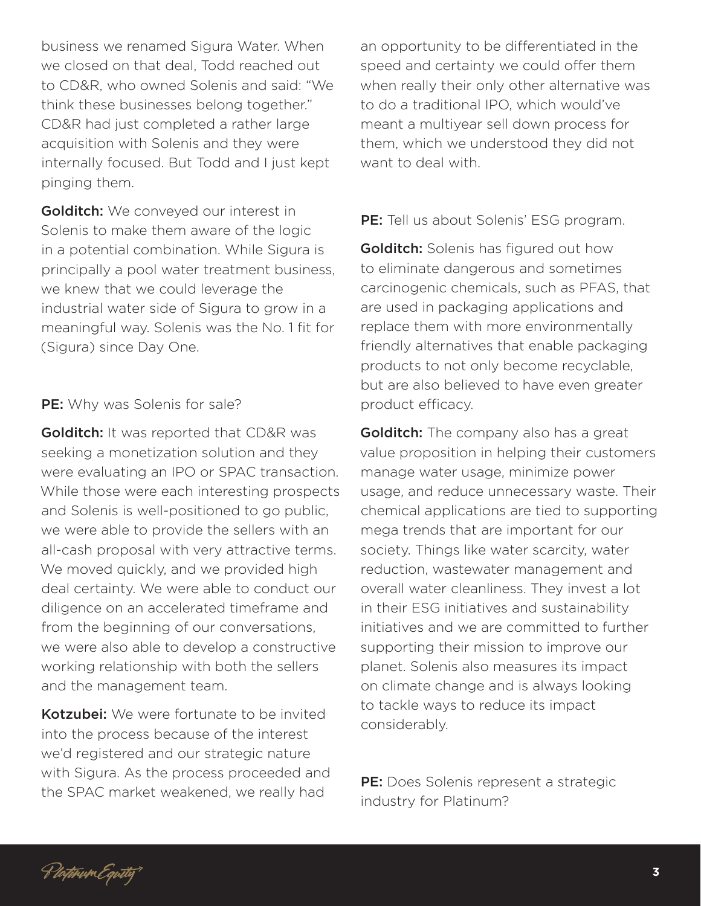business we renamed Sigura Water. When we closed on that deal, Todd reached out to CD&R, who owned Solenis and said: "We think these businesses belong together." CD&R had just completed a rather large acquisition with Solenis and they were internally focused. But Todd and I just kept pinging them.

**Golditch:** We conveyed our interest in Solenis to make them aware of the logic in a potential combination. While Sigura is principally a pool water treatment business, we knew that we could leverage the industrial water side of Sigura to grow in a meaningful way. Solenis was the No. 1 fit for (Sigura) since Day One.

**PE:** Why was Solenis for sale?

**Golditch:** It was reported that CD&R was seeking a monetization solution and they were evaluating an IPO or SPAC transaction. While those were each interesting prospects and Solenis is well-positioned to go public, we were able to provide the sellers with an all-cash proposal with very attractive terms. We moved quickly, and we provided high deal certainty. We were able to conduct our diligence on an accelerated timeframe and from the beginning of our conversations, we were also able to develop a constructive working relationship with both the sellers and the management team.

**Kotzubei:** We were fortunate to be invited into the process because of the interest we'd registered and our strategic nature with Sigura. As the process proceeded and the SPAC market weakened, we really had an opportunity to be differentiated in the speed and certainty we could offer them when really their only other alternative was to do a traditional IPO, which would've meant a multiyear sell down process for them, which we understood they did not want to deal with.

**PE:** Tell us about Solenis' ESG program.

**Golditch:** Solenis has figured out how to eliminate dangerous and sometimes carcinogenic chemicals, such as PFAS, that are used in packaging applications and replace them with more environmentally friendly alternatives that enable packaging products to not only become recyclable, but are also believed to have even greater product efficacy.

**Golditch:** The company also has a great value proposition in helping their customers manage water usage, minimize power usage, and reduce unnecessary waste. Their chemical applications are tied to supporting mega trends that are important for our society. Things like water scarcity, water reduction, wastewater management and overall water cleanliness. They invest a lot in their ESG initiatives and sustainability initiatives and we are committed to further supporting their mission to improve our planet. Solenis also measures its impact on climate change and is always looking to tackle ways to reduce its impact considerably.

**PE:** Does Solenis represent a strategic industry for Platinum?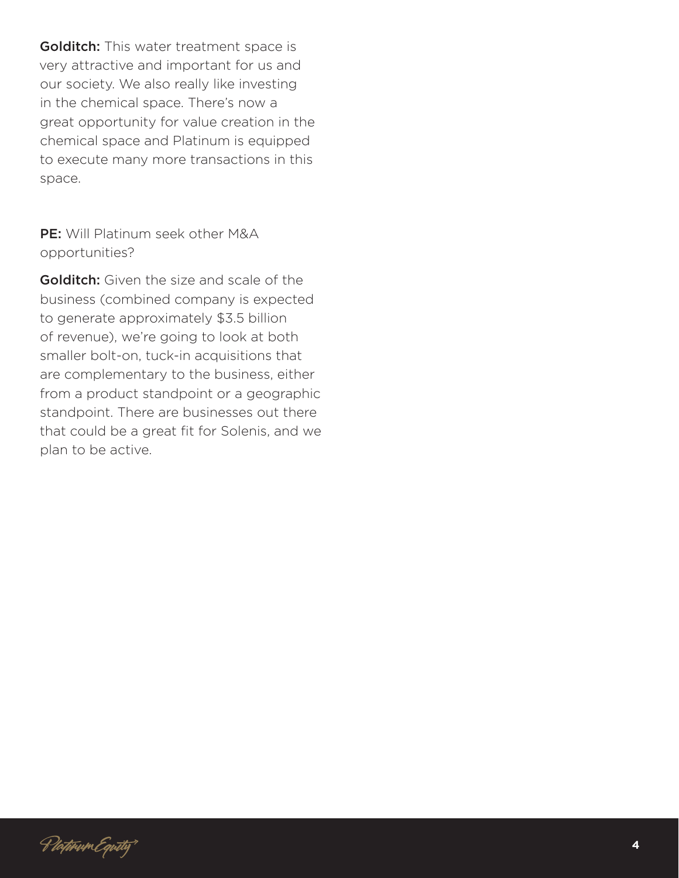**Golditch:** This water treatment space is very attractive and important for us and our society. We also really like investing in the chemical space. There's now a great opportunity for value creation in the chemical space and Platinum is equipped to execute many more transactions in this space.

**PE:** Will Platinum seek other M&A opportunities?

**Golditch:** Given the size and scale of the business (combined company is expected to generate approximately $3.5 billion of revenue), we're going to look at both smaller bolt-on, tuck-in acquisitions that are complementary to the business, either from a product standpoint or a geographic standpoint. There are businesses out there that could be a great fit for Solenis, and we plan to be active.